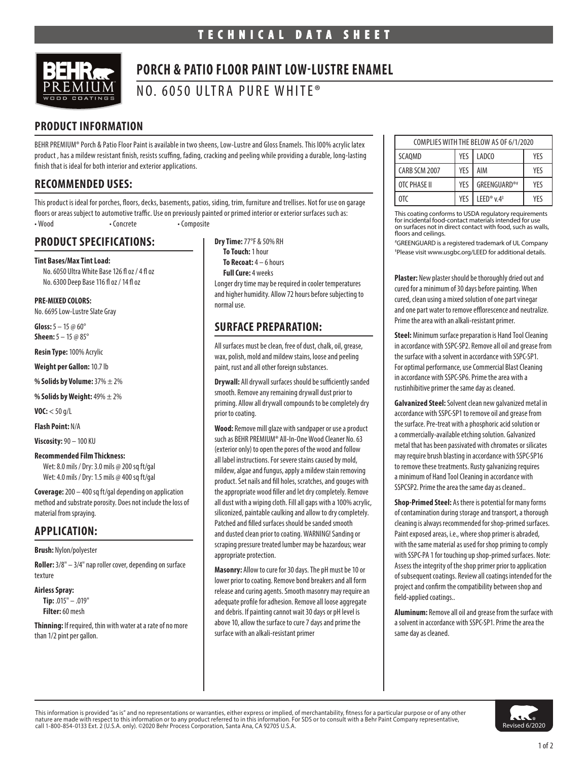TECHNICAL DATA SHEET

# PORCH & PATIO FLOOR PAINT LOW-LUSTRE ENAMEL

NO. 6050 ULTRA PURE WHITE®

## PRODUCT INFORMATION

BEHR PREMIUM® Porch & Patio Floor Paint is available in two sheens, Low-Lustre and Gloss Enamels. This l00% acrylic latex product , has a mildew resistant finish, resists scuffing, fading, cracking and peeling while providing a durable, long-lasting finish that is ideal for both interior and exterior applications.

## RECOMMENDED USES:

This product is ideal for porches, floors, decks, basements, patios, siding, trim, furniture and trellises. Not for use on garage floors or areas subject to automotive traffic. Use on previously painted or primed interior or exterior surfaces such as:

- Wood
- Concrete
- Composite

## PRODUCT SPECIFICATIONS:

**Tint Bases/Max Tint Load:**
No. 6050 Ultra White Base 126 fl oz / 4 fl oz
No. 6300 Deep Base 116 fl oz / 14 fl oz

**PRE-MIXED COLORS:**
No. 6695 Low-Lustre Slate Gray

**Gloss:** 5 – 15 @ 60°
**Sheen:** 5 – 15 @ 85°

**Resin Type:** 100% Acrylic

**Weight per Gallon:** 10.7 lb

**% Solids by Volume:** 37% ± 2%

**% Solids by Weight:** 49% ± 2%

**VOC:** < 50 g/L

**Flash Point:** N/A

**Viscosity:** 90 – 100 KU

**Recommended Film Thickness:**
Wet: 8.0 mils / Dry: 3.0 mils @ 200 sq ft/gal
Wet: 4.0 mils / Dry: 1.5 mils @ 400 sq ft/gal

**Coverage:** 200 – 400 sq ft/gal depending on application method and substrate porosity. Does not include the loss of material from spraying.

## APPLICATION:

**Brush:** Nylon/polyester

**Roller:** 3/8" – 3/4" nap roller cover, depending on surface texture

**Airless Spray:**
**Tip:** .015" – .019"
**Filter:** 60 mesh

**Thinning:** If required, thin with water at a rate of no more than 1/2 pint per gallon.

**Dry Time:** 77°F & 50% RH
**To Touch:** 1 hour
**To Recoat:** 4 – 6 hours
**Full Cure:** 4 weeks

Longer dry time may be required in cooler temperatures and higher humidity. Allow 72 hours before subjecting to normal use.

## SURFACE PREPARATION:

All surfaces must be clean, free of dust, chalk, oil, grease, wax, polish, mold and mildew stains, loose and peeling paint, rust and all other foreign substances.

**Drywall:** All drywall surfaces should be sufficiently sanded smooth. Remove any remaining drywall dust prior to priming. Allow all drywall compounds to be completely dry prior to coating.

**Wood:** Remove mill glaze with sandpaper or use a product such as BEHR PREMIUM® All-In-One Wood Cleaner No. 63 (exterior only) to open the pores of the wood and follow all label instructions. For severe stains caused by mold, mildew, algae and fungus, apply a mildew stain removing product. Set nails and fill holes, scratches, and gouges with the appropriate wood filler and let dry completely. Remove all dust with a wiping cloth. Fill all gaps with a 100% acrylic, siliconized, paintable caulking and allow to dry completely. Patched and filled surfaces should be sanded smooth and dusted clean prior to coating. WARNING! Sanding or scraping pressure treated lumber may be hazardous; wear appropriate protection.

**Masonry:** Allow to cure for 30 days. The pH must be 10 or lower prior to coating. Remove bond breakers and all form release and curing agents. Smooth masonry may require an adequate profile for adhesion. Remove all loose aggregate and debris. If painting cannot wait 30 days or pH level is above 10, allow the surface to cure 7 days and prime the surface with an alkali-resistant primer

| COMPLIES WITH THE BELOW AS OF 6/1/2020 | | | |
|---|---|---|---|
| SCAQMD | YES | LADCO | YES |
| CARB SCM 2007 | YES | AIM | YES |
| OTC PHASE II | YES | GREENGUARD®# | YES |
| OTC | YES | LEED® v.4‡ | YES |

This coating conforms to USDA regulatory requirements for incidental food-contact materials intended for use on surfaces not in direct contact with food, such as walls, floors and ceilings.

#GREENGUARD is a registered trademark of UL Company
‡Please visit www.usgbc.org/LEED for additional details.

**Plaster:** New plaster should be thoroughly dried out and cured for a minimum of 30 days before painting. When cured, clean using a mixed solution of one part vinegar and one part water to remove efflorescence and neutralize. Prime the area with an alkali-resistant primer.

**Steel:** Minimum surface preparation is Hand Tool Cleaning in accordance with SSPC-SP2. Remove all oil and grease from the surface with a solvent in accordance with SSPC-SP1. For optimal performance, use Commercial Blast Cleaning in accordance with SSPC-SP6. Prime the area with a rustinhibitive primer the same day as cleaned.

**Galvanized Steel:** Solvent clean new galvanized metal in accordance with SSPC-SP1 to remove oil and grease from the surface. Pre-treat with a phosphoric acid solution or a commercially-available etching solution. Galvanized metal that has been passivated with chromates or silicates may require brush blasting in accordance with SSPC-SP16 to remove these treatments. Rusty galvanizing requires a minimum of Hand Tool Cleaning in accordance with SSPCSP2. Prime the area the same day as cleaned..

**Shop-Primed Steel:** As there is potential for many forms of contamination during storage and transport, a thorough cleaning is always recommended for shop-primed surfaces. Paint exposed areas, i.e., where shop primer is abraded, with the same material as used for shop priming to comply with SSPC-PA 1 for touching up shop-primed surfaces. Note: Assess the integrity of the shop primer prior to application of subsequent coatings. Review all coatings intended for the project and confirm the compatibility between shop and field-applied coatings..

**Aluminum:** Remove all oil and grease from the surface with a solvent in accordance with SSPC-SP1. Prime the area the same day as cleaned.

This information is provided "as is" and no representations or warranties, either express or implied, of merchantability, fitness for a particular purpose or of any other nature are made with respect to this information or to any product referred to in this information. For SDS or to consult with a Behr Paint Company representative, call 1-800-854-0133 Ext. 2 (U.S.A. only). ©2020 Behr Process Corporation, Santa Ana, CA 92705 U.S.A.

Revised 6/2020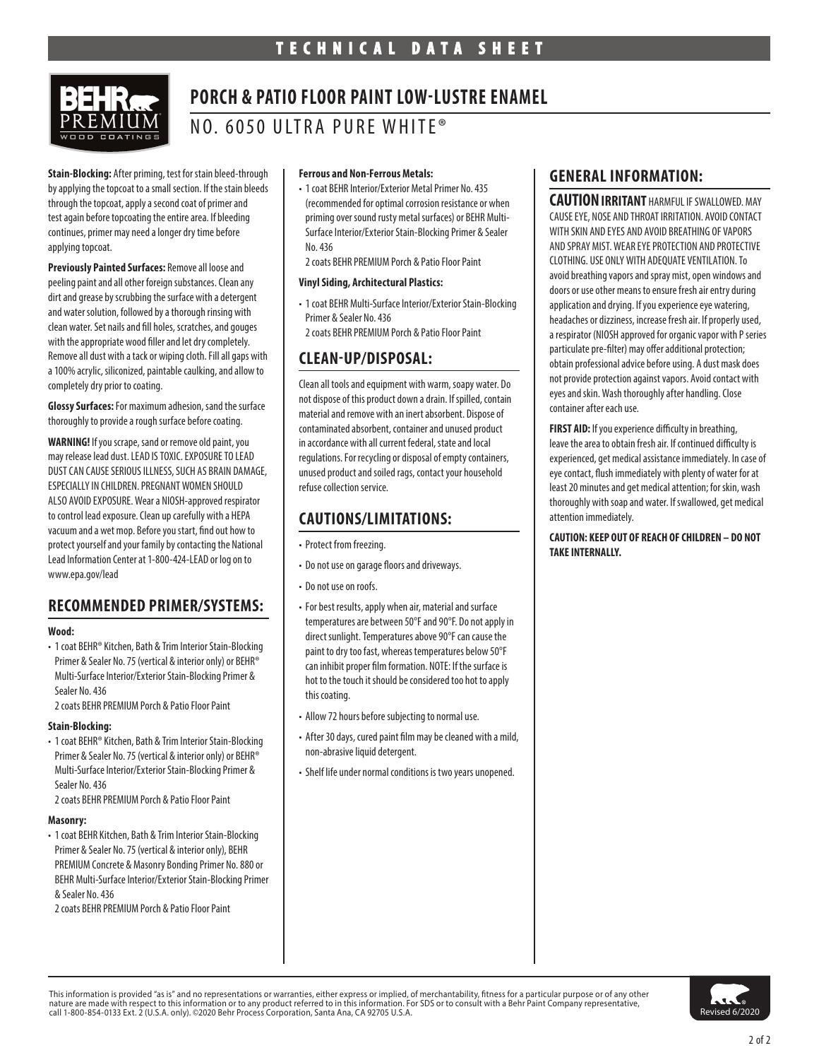# TECHNICAL DATA SHEET

## PORCH & PATIO FLOOR PAINT LOW-LUSTRE ENAMEL

NO. 6050 ULTRA PURE WHITE®

**Stain-Blocking:** After priming, test for stain bleed-through by applying the topcoat to a small section. If the stain bleeds through the topcoat, apply a second coat of primer and test again before topcoating the entire area. If bleeding continues, primer may need a longer dry time before applying topcoat.

**Previously Painted Surfaces:** Remove all loose and peeling paint and all other foreign substances. Clean any dirt and grease by scrubbing the surface with a detergent and water solution, followed by a thorough rinsing with clean water. Set nails and fill holes, scratches, and gouges with the appropriate wood filler and let dry completely. Remove all dust with a tack or wiping cloth. Fill all gaps with a 100% acrylic, siliconized, paintable caulking, and allow to completely dry prior to coating.

**Glossy Surfaces:** For maximum adhesion, sand the surface thoroughly to provide a rough surface before coating.

**WARNING!** If you scrape, sand or remove old paint, you may release lead dust. LEAD IS TOXIC. EXPOSURE TO LEAD DUST CAN CAUSE SERIOUS ILLNESS, SUCH AS BRAIN DAMAGE, ESPECIALLY IN CHILDREN. PREGNANT WOMEN SHOULD ALSO AVOID EXPOSURE. Wear a NIOSH-approved respirator to control lead exposure. Clean up carefully with a HEPA vacuum and a wet mop. Before you start, find out how to protect yourself and your family by contacting the National Lead Information Center at 1-800-424-LEAD or log on to www.epa.gov/lead

## RECOMMENDED PRIMER/SYSTEMS:

**Wood:**

- 1 coat BEHR® Kitchen, Bath & Trim Interior Stain-Blocking Primer & Sealer No. 75 (vertical & interior only) or BEHR® Multi-Surface Interior/Exterior Stain-Blocking Primer & Sealer No. 436
  2 coats BEHR PREMIUM Porch & Patio Floor Paint

**Stain-Blocking:**

- 1 coat BEHR® Kitchen, Bath & Trim Interior Stain-Blocking Primer & Sealer No. 75 (vertical & interior only) or BEHR® Multi-Surface Interior/Exterior Stain-Blocking Primer & Sealer No. 436
  2 coats BEHR PREMIUM Porch & Patio Floor Paint

**Masonry:**

- 1 coat BEHR Kitchen, Bath & Trim Interior Stain-Blocking Primer & Sealer No. 75 (vertical & interior only), BEHR PREMIUM Concrete & Masonry Bonding Primer No. 880 or BEHR Multi-Surface Interior/Exterior Stain-Blocking Primer & Sealer No. 436
  2 coats BEHR PREMIUM Porch & Patio Floor Paint

**Ferrous and Non-Ferrous Metals:**

- 1 coat BEHR Interior/Exterior Metal Primer No. 435 (recommended for optimal corrosion resistance or when priming over sound rusty metal surfaces) or BEHR Multi-Surface Interior/Exterior Stain-Blocking Primer & Sealer No. 436
  2 coats BEHR PREMIUM Porch & Patio Floor Paint

**Vinyl Siding, Architectural Plastics:**

- 1 coat BEHR Multi-Surface Interior/Exterior Stain-Blocking Primer & Sealer No. 436
  2 coats BEHR PREMIUM Porch & Patio Floor Paint

## CLEAN-UP/DISPOSAL:

Clean all tools and equipment with warm, soapy water. Do not dispose of this product down a drain. If spilled, contain material and remove with an inert absorbent. Dispose of contaminated absorbent, container and unused product in accordance with all current federal, state and local regulations. For recycling or disposal of empty containers, unused product and soiled rags, contact your household refuse collection service.

## CAUTIONS/LIMITATIONS:

- Protect from freezing.
- Do not use on garage floors and driveways.
- Do not use on roofs.
- For best results, apply when air, material and surface temperatures are between 50°F and 90°F. Do not apply in direct sunlight. Temperatures above 90°F can cause the paint to dry too fast, whereas temperatures below 50°F can inhibit proper film formation. NOTE: If the surface is hot to the touch it should be considered too hot to apply this coating.
- Allow 72 hours before subjecting to normal use.
- After 30 days, cured paint film may be cleaned with a mild, non-abrasive liquid detergent.
- Shelf life under normal conditions is two years unopened.

## GENERAL INFORMATION:

**CAUTION IRRITANT** HARMFUL IF SWALLOWED. MAY CAUSE EYE, NOSE AND THROAT IRRITATION. AVOID CONTACT WITH SKIN AND EYES AND AVOID BREATHING OF VAPORS AND SPRAY MIST. WEAR EYE PROTECTION AND PROTECTIVE CLOTHING. USE ONLY WITH ADEQUATE VENTILATION. To avoid breathing vapors and spray mist, open windows and doors or use other means to ensure fresh air entry during application and drying. If you experience eye watering, headaches or dizziness, increase fresh air. If properly used, a respirator (NIOSH approved for organic vapor with P series particulate pre-filter) may offer additional protection; obtain professional advice before using. A dust mask does not provide protection against vapors. Avoid contact with eyes and skin. Wash thoroughly after handling. Close container after each use.

**FIRST AID:** If you experience difficulty in breathing, leave the area to obtain fresh air. If continued difficulty is experienced, get medical assistance immediately. In case of eye contact, flush immediately with plenty of water for at least 20 minutes and get medical attention; for skin, wash thoroughly with soap and water. If swallowed, get medical attention immediately.

**CAUTION: KEEP OUT OF REACH OF CHILDREN – DO NOT TAKE INTERNALLY.**

This information is provided "as is" and no representations or warranties, either express or implied, of merchantability, fitness for a particular purpose or of any other nature are made with respect to this information or to any product referred to in this information. For SDS or to consult with a Behr Paint Company representative, call 1-800-854-0133 Ext. 2 (U.S.A. only). ©2020 Behr Process Corporation, Santa Ana, CA 92705 U.S.A.

Revised 6/2020